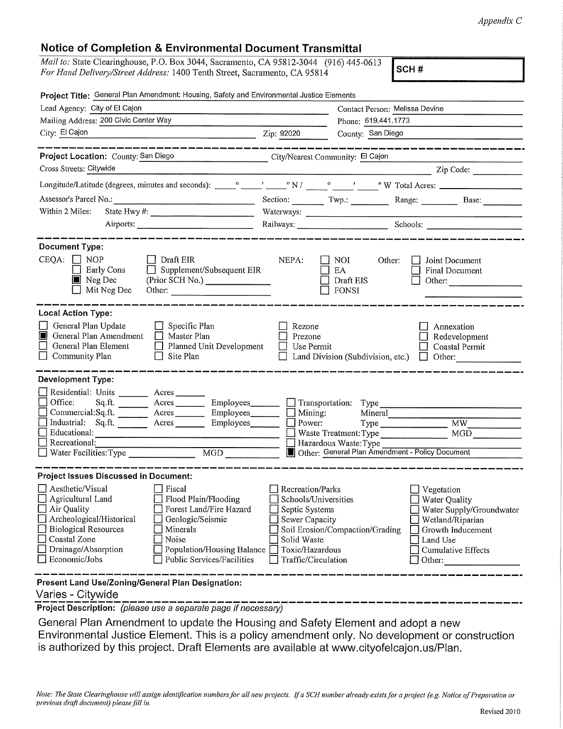*Appendix C*

## Notice of Completion & Environmental Document Transmittal

*Mail to:* State Clearinghouse, P.O. Box 3044, Sacramento, CA 95812-3044 (916) 445-0613
*For Hand Delivery/Street Address:* 1400 Tenth Street, Sacramento, CA 95814

**SCH #**

**Project Title:** General Plan Amendment: Housing, Safety and Environmental Justice Elements

Lead Agency: City of El Cajon
Contact Person: Melissa Devine
Mailing Address: 200 Civic Center Way
Phone: 619.441.1773
City: El Cajon
Zip: 92020
County: San Diego

---

**Project Location:** County: San Diego
City/Nearest Community: El Cajon
Cross Streets: Citywide
Zip Code:
Longitude/Latitude (degrees, minutes and seconds): ____° ____′ ____″ N / ____° ____′ ____″ W Total Acres:
Assessor's Parcel No.:
Section: Twp.: Range: Base:
Within 2 Miles: State Hwy #:
Waterways:
Airports:
Railways:
Schools:

---

**Document Type:**

CEQA:
- ☐ NOP
- ☐ Early Cons
- ■ Neg Dec
- ☐ Mit Neg Dec
- ☐ Draft EIR
- ☐ Supplement/Subsequent EIR (Prior SCH No.)
- Other:

NEPA:
- ☐ NOI
- ☐ EA
- ☐ Draft EIS
- ☐ FONSI

Other:
- ☐ Joint Document
- ☐ Final Document
- ☐ Other:

---

**Local Action Type:**

- ☐ General Plan Update
- ■ General Plan Amendment
- ☐ General Plan Element
- ☐ Community Plan
- ☐ Specific Plan
- ☐ Master Plan
- ☐ Planned Unit Development
- ☐ Site Plan
- ☐ Rezone
- ☐ Prezone
- ☐ Use Permit
- ☐ Land Division (Subdivision, etc.)
- ☐ Annexation
- ☐ Redevelopment
- ☐ Coastal Permit
- ☐ Other:

---

**Development Type:**

- ☐ Residential: Units ____ Acres ____
- ☐ Office: Sq.ft. ____ Acres ____ Employees ____
- ☐ Commercial: Sq.ft. ____ Acres ____ Employees ____
- ☐ Industrial: Sq.ft. ____ Acres ____ Employees ____
- ☐ Educational:
- ☐ Recreational:
- ☐ Water Facilities: Type ____ MGD ____
- ☐ Transportation: Type
- ☐ Mining: Mineral
- ☐ Power: Type ____ MW
- ☐ Waste Treatment: Type ____ MGD
- ☐ Hazardous Waste: Type
- ■ Other: General Plan Amendment - Policy Document

---

**Project Issues Discussed in Document:**

- ☐ Aesthetic/Visual
- ☐ Agricultural Land
- ☐ Air Quality
- ☐ Archeological/Historical
- ☐ Biological Resources
- ☐ Coastal Zone
- ☐ Drainage/Absorption
- ☐ Economic/Jobs
- ☐ Fiscal
- ☐ Flood Plain/Flooding
- ☐ Forest Land/Fire Hazard
- ☐ Geologic/Seismic
- ☐ Minerals
- ☐ Noise
- ☐ Population/Housing Balance
- ☐ Public Services/Facilities
- ☐ Recreation/Parks
- ☐ Schools/Universities
- ☐ Septic Systems
- ☐ Sewer Capacity
- ☐ Soil Erosion/Compaction/Grading
- ☐ Solid Waste
- ☐ Toxic/Hazardous
- ☐ Traffic/Circulation
- ☐ Vegetation
- ☐ Water Quality
- ☐ Water Supply/Groundwater
- ☐ Wetland/Riparian
- ☐ Growth Inducement
- ☐ Land Use
- ☐ Cumulative Effects
- ☐ Other:

---

**Present Land Use/Zoning/General Plan Designation:**

Varies - Citywide

**Project Description:** *(please use a separate page if necessary)*

General Plan Amendment to update the Housing and Safety Element and adopt a new Environmental Justice Element. This is a policy amendment only. No development or construction is authorized by this project. Draft Elements are available at www.cityofelcajon.us/Plan.

*Note: The State Clearinghouse will assign identification numbers for all new projects. If a SCH number already exists for a project (e.g. Notice of Preparation or previous draft document) please fill in.*

Revised 2010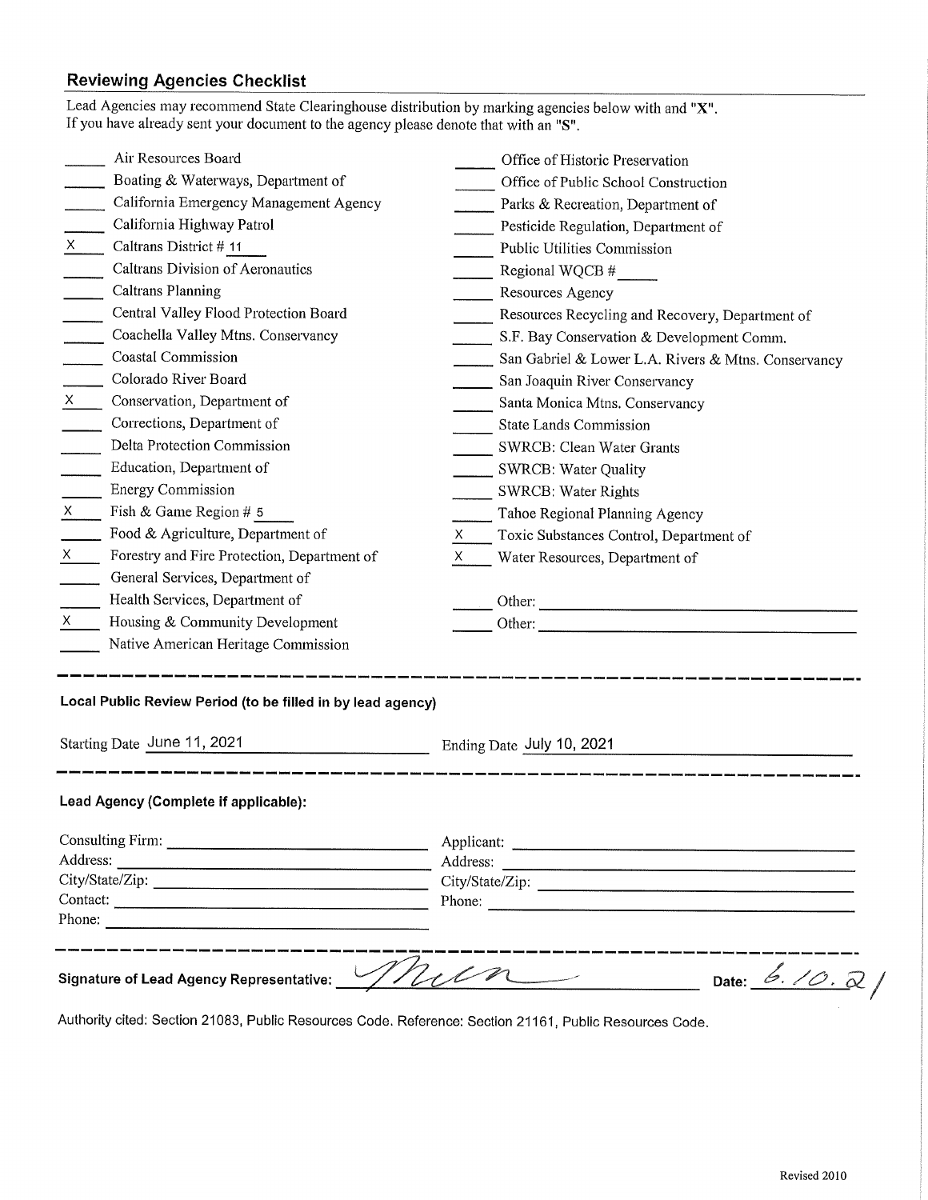## Reviewing Agencies Checklist

Lead Agencies may recommend State Clearinghouse distribution by marking agencies below with and "X".
If you have already sent your document to the agency please denote that with an "S".

| | | | |
|---|---|---|---|
| | Air Resources Board | | Office of Historic Preservation |
| | Boating & Waterways, Department of | | Office of Public School Construction |
| | California Emergency Management Agency | | Parks & Recreation, Department of |
| | California Highway Patrol | | Pesticide Regulation, Department of |
| X | Caltrans District # 11 | | Public Utilities Commission |
| | Caltrans Division of Aeronautics | | Regional WQCB # ____ |
| | Caltrans Planning | | Resources Agency |
| | Central Valley Flood Protection Board | | Resources Recycling and Recovery, Department of |
| | Coachella Valley Mtns. Conservancy | | S.F. Bay Conservation & Development Comm. |
| | Coastal Commission | | San Gabriel & Lower L.A. Rivers & Mtns. Conservancy |
| | Colorado River Board | | San Joaquin River Conservancy |
| X | Conservation, Department of | | Santa Monica Mtns. Conservancy |
| | Corrections, Department of | | State Lands Commission |
| | Delta Protection Commission | | SWRCB: Clean Water Grants |
| | Education, Department of | | SWRCB: Water Quality |
| | Energy Commission | | SWRCB: Water Rights |
| X | Fish & Game Region # 5 | | Tahoe Regional Planning Agency |
| | Food & Agriculture, Department of | X | Toxic Substances Control, Department of |
| X | Forestry and Fire Protection, Department of | X | Water Resources, Department of |
| | General Services, Department of | | |
| | Health Services, Department of | | Other: ____ |
| X | Housing & Community Development | | Other: ____ |
| | Native American Heritage Commission | | |

---

**Local Public Review Period (to be filled in by lead agency)**

Starting Date June 11, 2021    Ending Date July 10, 2021

---

**Lead Agency (Complete if applicable):**

Consulting Firm: ____
Address: ____
City/State/Zip: ____
Contact: ____
Phone: ____

Applicant: ____
Address: ____
City/State/Zip: ____
Phone: ____

---

**Signature of Lead Agency Representative:** *[signature]*    **Date:** 6.10.21

Authority cited: Section 21083, Public Resources Code. Reference: Section 21161, Public Resources Code.

Revised 2010